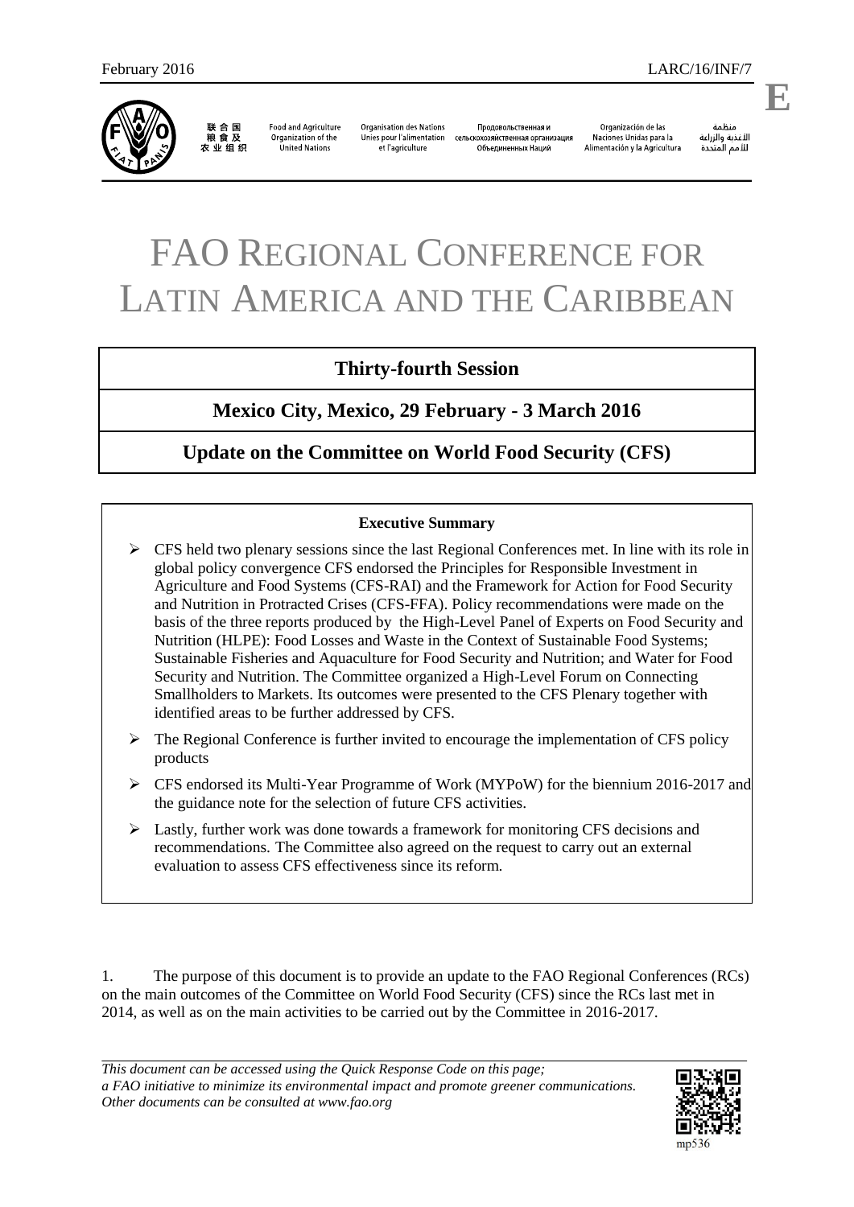February 2016 LARC/16/INF/7

联合国粮食及农业组织 | Food and Agriculture Organization of the United Nations | Organisation des Nations Unies pour l'alimentation et l'agriculture | Продовольственная и сельскохозяйственная организация Объединенных Наций | Organización de las Naciones Unidas para la Alimentación y la Agricultura | منظمة الأغذية والزراعة للأمم المتحدة

# FAO REGIONAL CONFERENCE FOR LATIN AMERICA AND THE CARIBBEAN

## Thirty-fourth Session

## Mexico City, Mexico, 29 February - 3 March 2016

## Update on the Committee on World Food Security (CFS)

**Executive Summary**

- CFS held two plenary sessions since the last Regional Conferences met. In line with its role in global policy convergence CFS endorsed the Principles for Responsible Investment in Agriculture and Food Systems (CFS-RAI) and the Framework for Action for Food Security and Nutrition in Protracted Crises (CFS-FFA). Policy recommendations were made on the basis of the three reports produced by the High-Level Panel of Experts on Food Security and Nutrition (HLPE): Food Losses and Waste in the Context of Sustainable Food Systems; Sustainable Fisheries and Aquaculture for Food Security and Nutrition; and Water for Food Security and Nutrition. The Committee organized a High-Level Forum on Connecting Smallholders to Markets. Its outcomes were presented to the CFS Plenary together with identified areas to be further addressed by CFS.
- The Regional Conference is further invited to encourage the implementation of CFS policy products
- CFS endorsed its Multi-Year Programme of Work (MYPoW) for the biennium 2016-2017 and the guidance note for the selection of future CFS activities.
- Lastly, further work was done towards a framework for monitoring CFS decisions and recommendations. The Committee also agreed on the request to carry out an external evaluation to assess CFS effectiveness since its reform.

1. The purpose of this document is to provide an update to the FAO Regional Conferences (RCs) on the main outcomes of the Committee on World Food Security (CFS) since the RCs last met in 2014, as well as on the main activities to be carried out by the Committee in 2016-2017.

*This document can be accessed using the Quick Response Code on this page; a FAO initiative to minimize its environmental impact and promote greener communications. Other documents can be consulted at www.fao.org*

mp536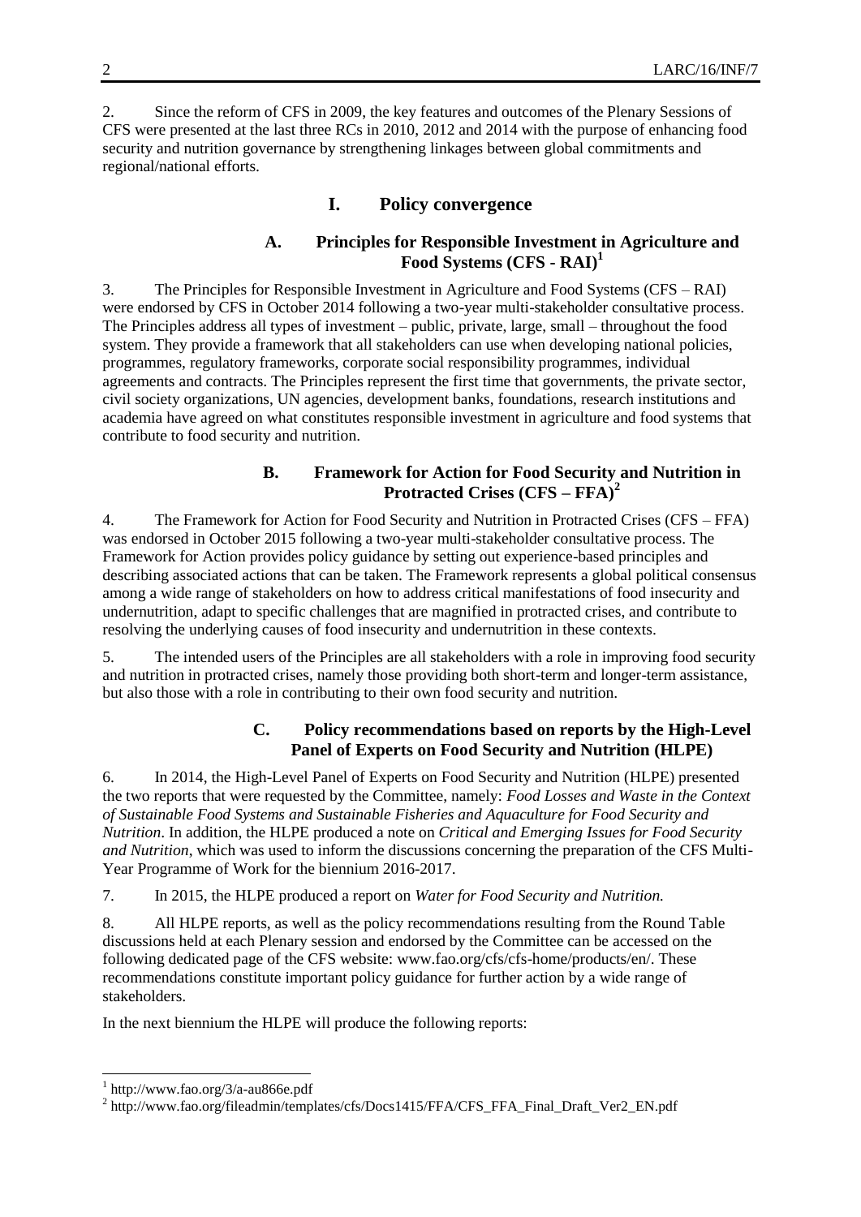2. Since the reform of CFS in 2009, the key features and outcomes of the Plenary Sessions of CFS were presented at the last three RCs in 2010, 2012 and 2014 with the purpose of enhancing food security and nutrition governance by strengthening linkages between global commitments and regional/national efforts.

## I. Policy convergence

### A. Principles for Responsible Investment in Agriculture and Food Systems (CFS - RAI)[1]

3. The Principles for Responsible Investment in Agriculture and Food Systems (CFS – RAI) were endorsed by CFS in October 2014 following a two-year multi-stakeholder consultative process. The Principles address all types of investment – public, private, large, small – throughout the food system. They provide a framework that all stakeholders can use when developing national policies, programmes, regulatory frameworks, corporate social responsibility programmes, individual agreements and contracts. The Principles represent the first time that governments, the private sector, civil society organizations, UN agencies, development banks, foundations, research institutions and academia have agreed on what constitutes responsible investment in agriculture and food systems that contribute to food security and nutrition.

### B. Framework for Action for Food Security and Nutrition in Protracted Crises (CFS – FFA)[2]

4. The Framework for Action for Food Security and Nutrition in Protracted Crises (CFS – FFA) was endorsed in October 2015 following a two-year multi-stakeholder consultative process. The Framework for Action provides policy guidance by setting out experience-based principles and describing associated actions that can be taken. The Framework represents a global political consensus among a wide range of stakeholders on how to address critical manifestations of food insecurity and undernutrition, adapt to specific challenges that are magnified in protracted crises, and contribute to resolving the underlying causes of food insecurity and undernutrition in these contexts.

5. The intended users of the Principles are all stakeholders with a role in improving food security and nutrition in protracted crises, namely those providing both short-term and longer-term assistance, but also those with a role in contributing to their own food security and nutrition.

### C. Policy recommendations based on reports by the High-Level Panel of Experts on Food Security and Nutrition (HLPE)

6. In 2014, the High-Level Panel of Experts on Food Security and Nutrition (HLPE) presented the two reports that were requested by the Committee, namely: *Food Losses and Waste in the Context of Sustainable Food Systems and Sustainable Fisheries and Aquaculture for Food Security and Nutrition*. In addition, the HLPE produced a note on *Critical and Emerging Issues for Food Security and Nutrition*, which was used to inform the discussions concerning the preparation of the CFS Multi-Year Programme of Work for the biennium 2016-2017.

7. In 2015, the HLPE produced a report on *Water for Food Security and Nutrition.*

8. All HLPE reports, as well as the policy recommendations resulting from the Round Table discussions held at each Plenary session and endorsed by the Committee can be accessed on the following dedicated page of the CFS website: www.fao.org/cfs/cfs-home/products/en/. These recommendations constitute important policy guidance for further action by a wide range of stakeholders.

In the next biennium the HLPE will produce the following reports:

---

[1] http://www.fao.org/3/a-au866e.pdf

[2] http://www.fao.org/fileadmin/templates/cfs/Docs1415/FFA/CFS_FFA_Final_Draft_Ver2_EN.pdf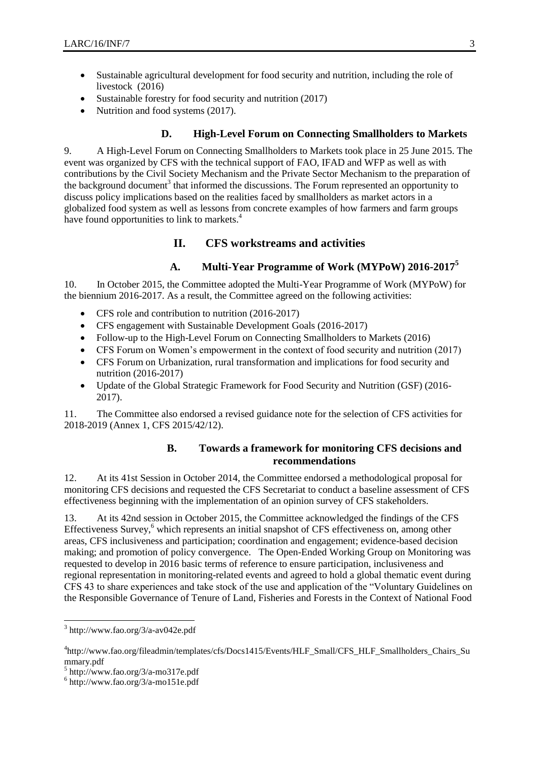- Sustainable agricultural development for food security and nutrition, including the role of livestock (2016)
- Sustainable forestry for food security and nutrition (2017)
- Nutrition and food systems (2017).

### D. High-Level Forum on Connecting Smallholders to Markets

9. A High-Level Forum on Connecting Smallholders to Markets took place in 25 June 2015. The event was organized by CFS with the technical support of FAO, IFAD and WFP as well as with contributions by the Civil Society Mechanism and the Private Sector Mechanism to the preparation of the background document[3] that informed the discussions. The Forum represented an opportunity to discuss policy implications based on the realities faced by smallholders as market actors in a globalized food system as well as lessons from concrete examples of how farmers and farm groups have found opportunities to link to markets.[4]

## II. CFS workstreams and activities

### A. Multi-Year Programme of Work (MYPoW) 2016-2017[5]

10. In October 2015, the Committee adopted the Multi-Year Programme of Work (MYPoW) for the biennium 2016-2017. As a result, the Committee agreed on the following activities:

- CFS role and contribution to nutrition (2016-2017)
- CFS engagement with Sustainable Development Goals (2016-2017)
- Follow-up to the High-Level Forum on Connecting Smallholders to Markets (2016)
- CFS Forum on Women's empowerment in the context of food security and nutrition (2017)
- CFS Forum on Urbanization, rural transformation and implications for food security and nutrition (2016-2017)
- Update of the Global Strategic Framework for Food Security and Nutrition (GSF) (2016-2017).

11. The Committee also endorsed a revised guidance note for the selection of CFS activities for 2018-2019 (Annex 1, CFS 2015/42/12).

### B. Towards a framework for monitoring CFS decisions and recommendations

12. At its 41st Session in October 2014, the Committee endorsed a methodological proposal for monitoring CFS decisions and requested the CFS Secretariat to conduct a baseline assessment of CFS effectiveness beginning with the implementation of an opinion survey of CFS stakeholders.

13. At its 42nd session in October 2015, the Committee acknowledged the findings of the CFS Effectiveness Survey,[6] which represents an initial snapshot of CFS effectiveness on, among other areas, CFS inclusiveness and participation; coordination and engagement; evidence-based decision making; and promotion of policy convergence. The Open-Ended Working Group on Monitoring was requested to develop in 2016 basic terms of reference to ensure participation, inclusiveness and regional representation in monitoring-related events and agreed to hold a global thematic event during CFS 43 to share experiences and take stock of the use and application of the "Voluntary Guidelines on the Responsible Governance of Tenure of Land, Fisheries and Forests in the Context of National Food

---

[3] http://www.fao.org/3/a-av042e.pdf

[4] http://www.fao.org/fileadmin/templates/cfs/Docs1415/Events/HLF_Small/CFS_HLF_Smallholders_Chairs_Summary.pdf

[5] http://www.fao.org/3/a-mo317e.pdf

[6] http://www.fao.org/3/a-mo151e.pdf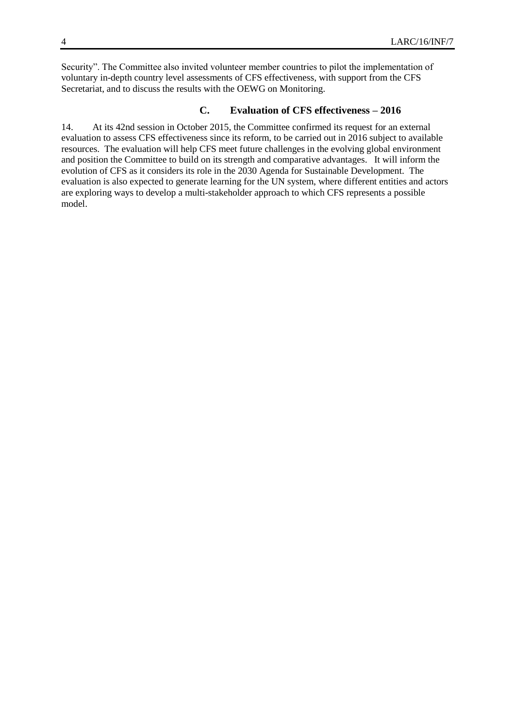Security". The Committee also invited volunteer member countries to pilot the implementation of voluntary in-depth country level assessments of CFS effectiveness, with support from the CFS Secretariat, and to discuss the results with the OEWG on Monitoring.

### C. Evaluation of CFS effectiveness – 2016

14. At its 42nd session in October 2015, the Committee confirmed its request for an external evaluation to assess CFS effectiveness since its reform, to be carried out in 2016 subject to available resources. The evaluation will help CFS meet future challenges in the evolving global environment and position the Committee to build on its strength and comparative advantages. It will inform the evolution of CFS as it considers its role in the 2030 Agenda for Sustainable Development. The evaluation is also expected to generate learning for the UN system, where different entities and actors are exploring ways to develop a multi-stakeholder approach to which CFS represents a possible model.